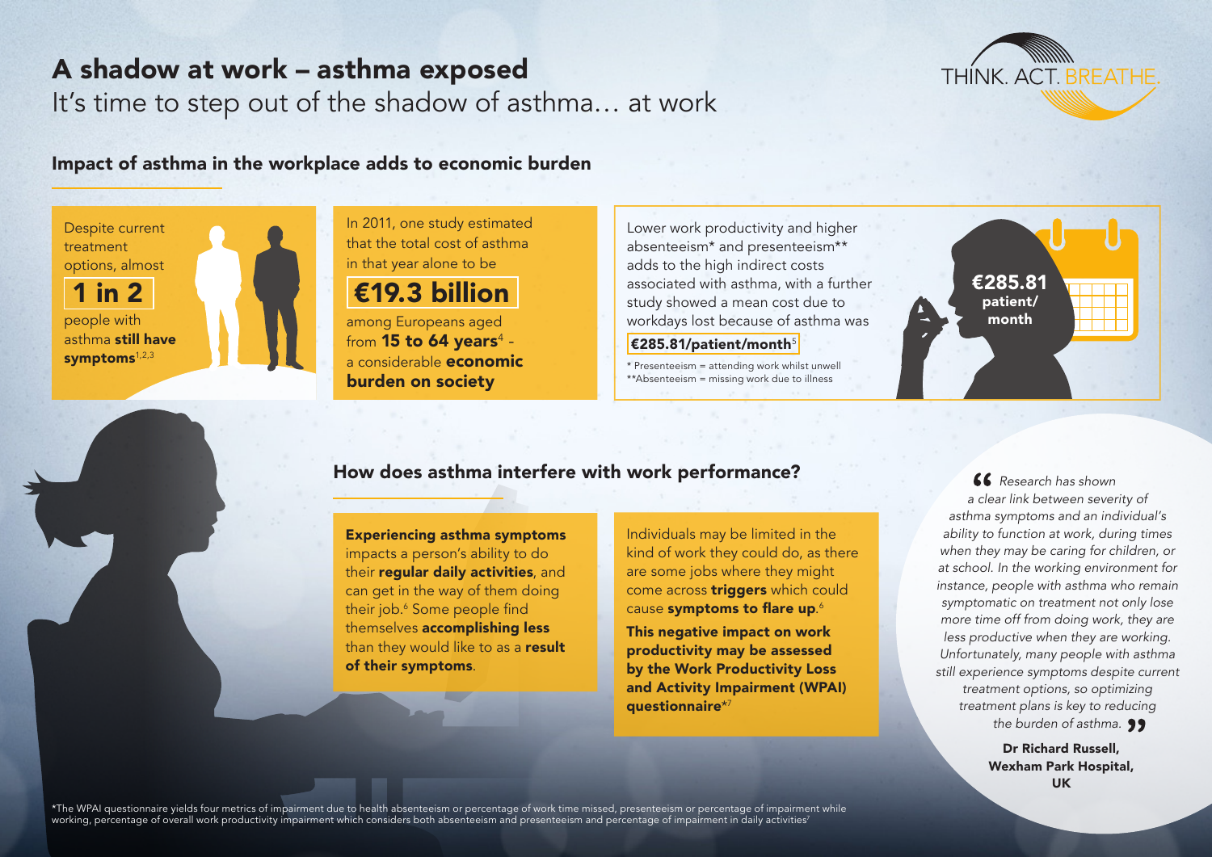# A shadow at work – asthma exposed

It's time to step out of the shadow of asthma… at work

THINK. ACT. BREATHE.

## Impact of asthma in the workplace adds to economic burden

Despite current treatment options, almost **1 in 2** people with asthma **still have symptoms**[1,2,3]

In 2011, one study estimated that the total cost of asthma in that year alone to be **€19.3 billion** among Europeans aged from **15 to 64 years**[4] - a considerable **economic burden on society**

Lower work productivity and higher absenteeism* and presenteeism** adds to the high indirect costs associated with asthma, with a further study showed a mean cost due to workdays lost because of asthma was **€285.81/patient/month**[5]

\* Presenteeism = attending work whilst unwell
\*\*Absenteeism = missing work due to illness

**€285.81 patient/month**

## How does asthma interfere with work performance?

**Experiencing asthma symptoms** impacts a person's ability to do their **regular daily activities**, and can get in the way of them doing their job.[6] Some people find themselves **accomplishing less** than they would like to as a **result of their symptoms**.

Individuals may be limited in the kind of work they could do, as there are some jobs where they might come across **triggers** which could cause **symptoms to flare up**.[6]

**This negative impact on work productivity may be assessed by the Work Productivity Loss and Activity Impairment (WPAI) questionnaire***[7]

> *"Research has shown a clear link between severity of asthma symptoms and an individual's ability to function at work, during times when they may be caring for children, or at school. In the working environment for instance, people with asthma who remain symptomatic on treatment not only lose more time off from doing work, they are less productive when they are working. Unfortunately, many people with asthma still experience symptoms despite current treatment options, so optimizing treatment plans is key to reducing the burden of asthma."*
>
> **Dr Richard Russell, Wexham Park Hospital, UK**

*The WPAI questionnaire yields four metrics of impairment due to health absenteeism or percentage of work time missed, presenteeism or percentage of impairment while working, percentage of overall work productivity impairment which considers both absenteeism and presenteeism and percentage of impairment in daily activities[7]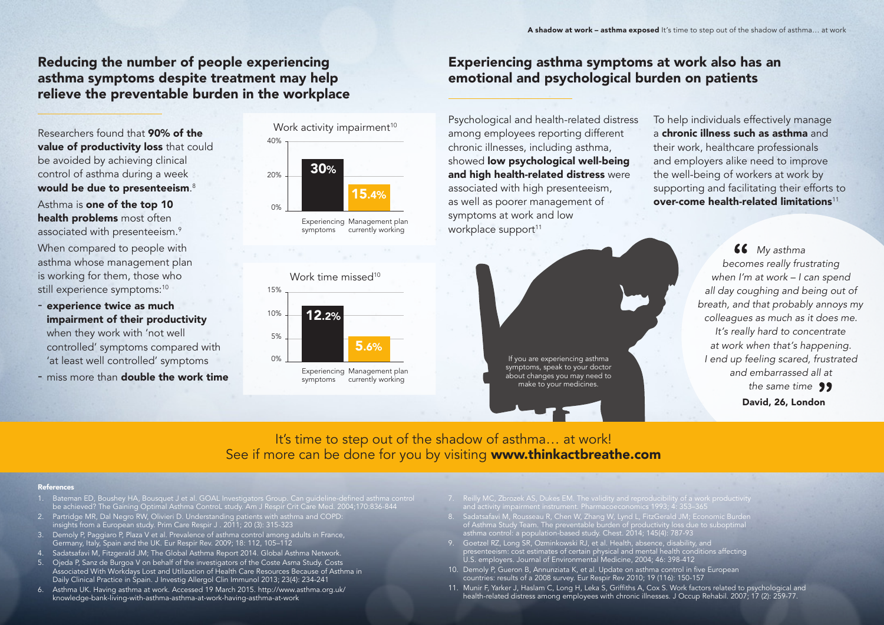## Reducing the number of people experiencing asthma symptoms despite treatment may help relieve the preventable burden in the workplace

Researchers found that **90% of the value of productivity loss** that could be avoided by achieving clinical control of asthma during a week **would be due to presenteeism**.[8]

Asthma is **one of the top 10 health problems** most often associated with presenteeism.[9]

When compared to people with asthma whose management plan is working for them, those who still experience symptoms:[10]

- **experience twice as much impairment of their productivity** when they work with 'not well controlled' symptoms compared with 'at least well controlled' symptoms
- miss more than **double the work time**

Work activity impairment[10]

40%
20%
0%
30%
15.4%
Experiencing symptoms
Management plan currently working

Work time missed[10]

15%
10%
5%
0%
12.2%
5.6%
Experiencing symptoms
Management plan currently working

## Experiencing asthma symptoms at work also has an emotional and psychological burden on patients

Psychological and health-related distress among employees reporting different chronic illnesses, including asthma, showed **low psychological well-being and high health-related distress** were associated with high presenteeism, as well as poorer management of symptoms at work and low workplace support[11]

To help individuals effectively manage a **chronic illness such as asthma** and their work, healthcare professionals and employers alike need to improve the well-being of workers at work by supporting and facilitating their efforts to **over-come health-related limitations**[11]

If you are experiencing asthma symptoms, speak to your doctor about changes you may need to make to your medicines.

*"My asthma becomes really frustrating when I'm at work – I can spend all day coughing and being out of breath, and that probably annoys my colleagues as much as it does me. It's really hard to concentrate at work when that's happening. I end up feeling scared, frustrated and embarrassed all at the same time"*

**David, 26, London**

It's time to step out of the shadow of asthma… at work!
See if more can be done for you by visiting **www.thinkactbreathe.com**

#### References

1. Bateman ED, Boushey HA, Bousquet J et al. GOAL Investigators Group. Can guideline-defined asthma control be achieved? The Gaining Optimal Asthma ControL study. Am J Respir Crit Care Med. 2004;170:836-844
2. Partridge MR, Dal Negro RW, Olivieri D. Understanding patients with asthma and COPD: insights from a European study. Prim Care Respir J . 2011; 20 (3): 315-323
3. Demoly P, Paggiaro P, Plaza V et al. Prevalence of asthma control among adults in France, Germany, Italy, Spain and the UK. Eur Respir Rev. 2009; 18: 112, 105–112
4. Sadatsafavi M, Fitzgerald JM; The Global Asthma Report 2014. Global Asthma Network.
5. Ojeda P, Sanz de Burgoa V on behalf of the investigators of the Coste Asma Study. Costs Associated With Workdays Lost and Utilization of Health Care Resources Because of Asthma in Daily Clinical Practice in Spain. J Investig Allergol Clin Immunol 2013; 23(4): 234-241
6. Asthma UK. Having asthma at work. Accessed 19 March 2015. http://www.asthma.org.uk/knowledge-bank-living-with-asthma-asthma-at-work-having-asthma-at-work
7. Reilly MC, Zbrozek AS, Dukes EM. The validity and reproducibility of a work productivity and activity impairment instrument. Pharmacoeconomics 1993; 4: 353–365
8. Sadatsafavi M, Rousseau R, Chen W, Zhang W, Lynd L, FitzGerald JM; Economic Burden of Asthma Study Team. The preventable burden of productivity loss due to suboptimal asthma control: a population-based study. Chest. 2014; 145(4): 787-93
9. Goetzel RZ, Long SR, Ozminkowski RJ, et al. Health, absence, disability, and presenteeism: cost estimates of certain physical and mental health conditions affecting U.S. employers. Journal of Environmental Medicine, 2004; 46: 398-412
10. Demoly P, Gueron B, Annunziata K, et al. Update on asthma control in five European countries: results of a 2008 survey. Eur Respir Rev 2010; 19 (116): 150-157
11. Munir F, Yarker J, Haslam C, Long H, Leka S, Griffiths A, Cox S. Work factors related to psychological and health-related distress among employees with chronic illnesses. J Occup Rehabil. 2007; 17 (2): 259-77.